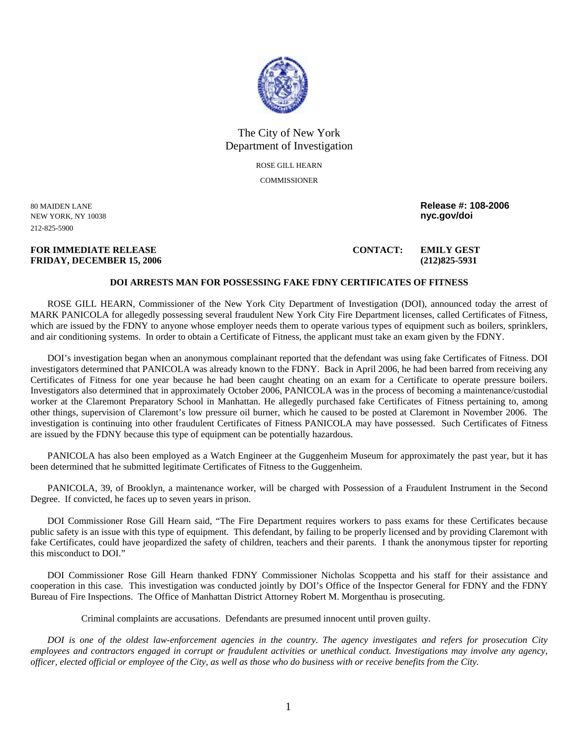The City of New York
Department of Investigation

ROSE GILL HEARN

COMMISSIONER

80 MAIDEN LANE
NEW YORK, NY 10038
212-825-5900

**Release #: 108-2006**
**nyc.gov/doi**

**FOR IMMEDIATE RELEASE**
**FRIDAY, DECEMBER 15, 2006**

**CONTACT: EMILY GEST**
**(212)825-5931**

**DOI ARRESTS MAN FOR POSSESSING FAKE FDNY CERTIFICATES OF FITNESS**

ROSE GILL HEARN, Commissioner of the New York City Department of Investigation (DOI), announced today the arrest of MARK PANICOLA for allegedly possessing several fraudulent New York City Fire Department licenses, called Certificates of Fitness, which are issued by the FDNY to anyone whose employer needs them to operate various types of equipment such as boilers, sprinklers, and air conditioning systems. In order to obtain a Certificate of Fitness, the applicant must take an exam given by the FDNY.

DOI's investigation began when an anonymous complainant reported that the defendant was using fake Certificates of Fitness. DOI investigators determined that PANICOLA was already known to the FDNY. Back in April 2006, he had been barred from receiving any Certificates of Fitness for one year because he had been caught cheating on an exam for a Certificate to operate pressure boilers. Investigators also determined that in approximately October 2006, PANICOLA was in the process of becoming a maintenance/custodial worker at the Claremont Preparatory School in Manhattan. He allegedly purchased fake Certificates of Fitness pertaining to, among other things, supervision of Claremont's low pressure oil burner, which he caused to be posted at Claremont in November 2006. The investigation is continuing into other fraudulent Certificates of Fitness PANICOLA may have possessed. Such Certificates of Fitness are issued by the FDNY because this type of equipment can be potentially hazardous.

PANICOLA has also been employed as a Watch Engineer at the Guggenheim Museum for approximately the past year, but it has been determined that he submitted legitimate Certificates of Fitness to the Guggenheim.

PANICOLA, 39, of Brooklyn, a maintenance worker, will be charged with Possession of a Fraudulent Instrument in the Second Degree. If convicted, he faces up to seven years in prison.

DOI Commissioner Rose Gill Hearn said, "The Fire Department requires workers to pass exams for these Certificates because public safety is an issue with this type of equipment. This defendant, by failing to be properly licensed and by providing Claremont with fake Certificates, could have jeopardized the safety of children, teachers and their parents. I thank the anonymous tipster for reporting this misconduct to DOI."

DOI Commissioner Rose Gill Hearn thanked FDNY Commissioner Nicholas Scoppetta and his staff for their assistance and cooperation in this case. This investigation was conducted jointly by DOI's Office of the Inspector General for FDNY and the FDNY Bureau of Fire Inspections. The Office of Manhattan District Attorney Robert M. Morgenthau is prosecuting.

Criminal complaints are accusations. Defendants are presumed innocent until proven guilty.

*DOI is one of the oldest law-enforcement agencies in the country. The agency investigates and refers for prosecution City employees and contractors engaged in corrupt or fraudulent activities or unethical conduct. Investigations may involve any agency, officer, elected official or employee of the City, as well as those who do business with or receive benefits from the City.*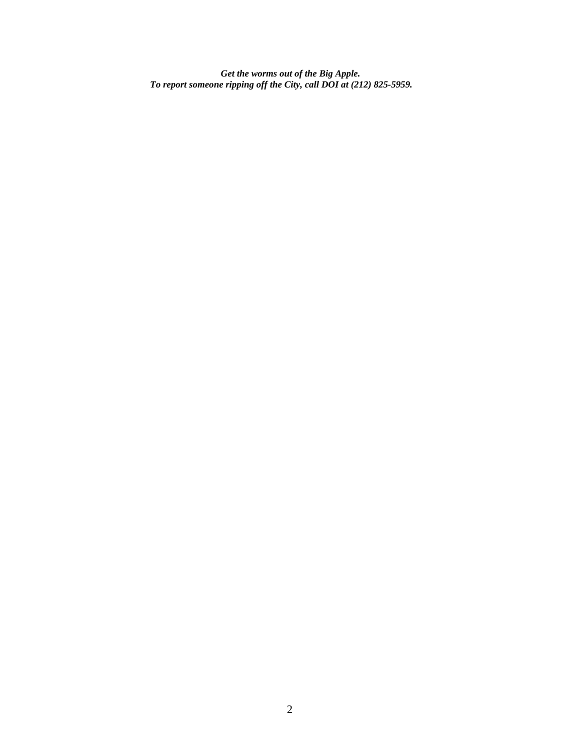***Get the worms out of the Big Apple.***
***To report someone ripping off the City, call DOI at (212) 825-5959.***